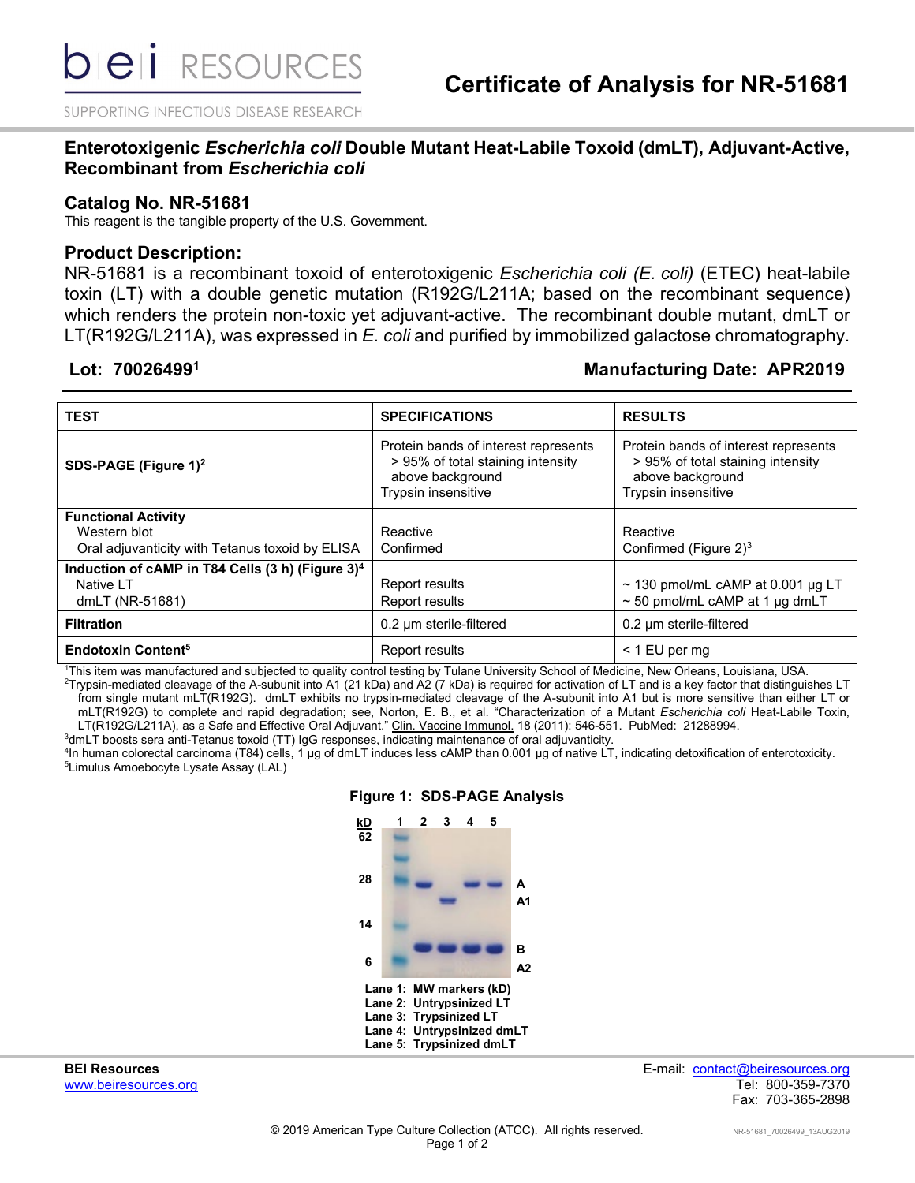# Certificate of Analysis for NR-51681

## Enterotoxigenic *Escherichia coli* Double Mutant Heat-Labile Toxoid (dmLT), Adjuvant-Active, Recombinant from *Escherichia coli*

### Catalog No. NR-51681

This reagent is the tangible property of the U.S. Government.

### Product Description:

NR-51681 is a recombinant toxoid of enterotoxigenic *Escherichia coli (E. coli)* (ETEC) heat-labile toxin (LT) with a double genetic mutation (R192G/L211A; based on the recombinant sequence) which renders the protein non-toxic yet adjuvant-active. The recombinant double mutant, dmLT or LT(R192G/L211A), was expressed in *E. coli* and purified by immobilized galactose chromatography.

**Lot: 70026499[1]** **Manufacturing Date: APR2019**

| TEST | SPECIFICATIONS | RESULTS |
|---|---|---|
| **SDS-PAGE (Figure 1)[2]** | Protein bands of interest represents > 95% of total staining intensity above background<br>Trypsin insensitive | Protein bands of interest represents > 95% of total staining intensity above background<br>Trypsin insensitive |
| **Functional Activity**<br>Western blot<br>Oral adjuvanticity with Tetanus toxoid by ELISA | <br>Reactive<br>Confirmed | <br>Reactive<br>Confirmed (Figure 2)[3] |
| **Induction of cAMP in T84 Cells (3 h) (Figure 3)[4]**<br>Native LT<br>dmLT (NR-51681) | <br>Report results<br>Report results | <br>~ 130 pmol/mL cAMP at 0.001 µg LT<br>~ 50 pmol/mL cAMP at 1 µg dmLT |
| **Filtration** | 0.2 µm sterile-filtered | 0.2 µm sterile-filtered |
| **Endotoxin Content[5]** | Report results | < 1 EU per mg |

[1]This item was manufactured and subjected to quality control testing by Tulane University School of Medicine, New Orleans, Louisiana, USA.
[2]Trypsin-mediated cleavage of the A-subunit into A1 (21 kDa) and A2 (7 kDa) is required for activation of LT and is a key factor that distinguishes LT from single mutant mLT(R192G). dmLT exhibits no trypsin-mediated cleavage of the A-subunit into A1 but is more sensitive than either LT or mLT(R192G) to complete and rapid degradation; see, Norton, E. B., et al. "Characterization of a Mutant *Escherichia coli* Heat-Labile Toxin, LT(R192G/L211A), as a Safe and Effective Oral Adjuvant." Clin. Vaccine Immunol. 18 (2011): 546-551. PubMed: 21288994.
[3]dmLT boosts sera anti-Tetanus toxoid (TT) IgG responses, indicating maintenance of oral adjuvanticity.
[4]In human colorectal carcinoma (T84) cells, 1 µg of dmLT induces less cAMP than 0.001 µg of native LT, indicating detoxification of enterotoxicity.
[5]Limulus Amoebocyte Lysate Assay (LAL)

**Figure 1: SDS-PAGE Analysis**

**Lane 1: MW markers (kD)**
**Lane 2: Untrypsinized LT**
**Lane 3: Trypsinized LT**
**Lane 4: Untrypsinized dmLT**
**Lane 5: Trypsinized dmLT**

**BEI Resources**
www.beiresources.org

E-mail: contact@beiresources.org
Tel: 800-359-7370
Fax: 703-365-2898

© 2019 American Type Culture Collection (ATCC). All rights reserved.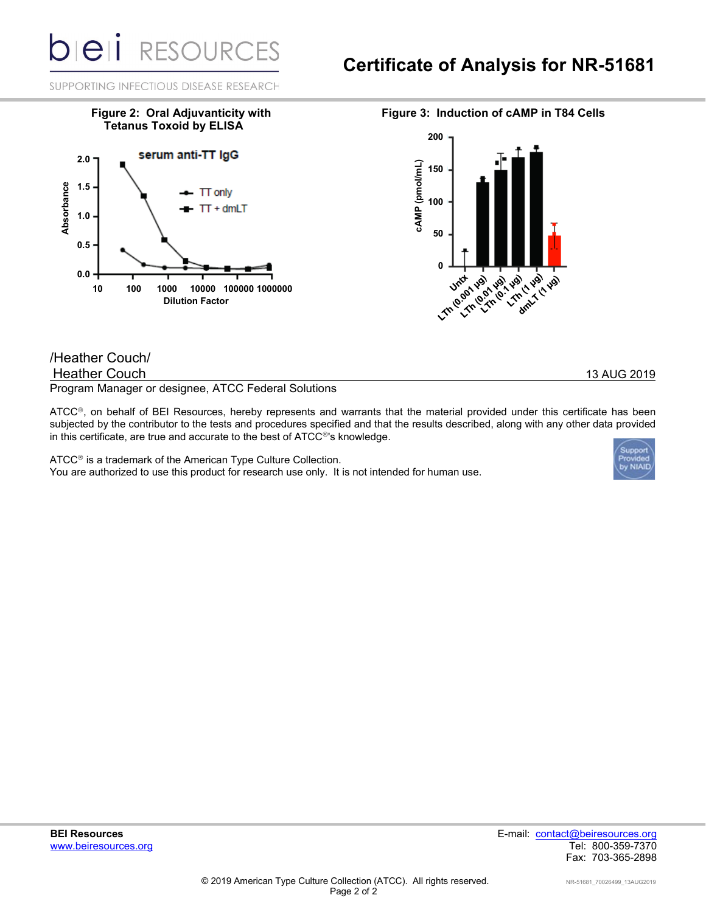**Figure 2: Oral Adjuvanticity with Tetanus Toxoid by ELISA**

serum anti-TT IgG

TT only

TT + dmLT

Absorbance

2.0

1.5

1.0

0.5

0.0

10 100 1000 10000 100000 1000000

Dilution Factor

**Figure 3: Induction of cAMP in T84 Cells**

cAMP (pmol/mL)

200

150

100

50

0

Untx

LTh (0.001 µg)

LTh (0.01 µg)

LTh (0.1 µg)

LTh (1 µg)

dmLT (1 µg)

/Heather Couch/

Heather Couch 13 AUG 2019

Program Manager or designee, ATCC Federal Solutions

ATCC®, on behalf of BEI Resources, hereby represents and warrants that the material provided under this certificate has been subjected by the contributor to the tests and procedures specified and that the results described, along with any other data provided in this certificate, are true and accurate to the best of ATCC®'s knowledge.

ATCC® is a trademark of the American Type Culture Collection.
You are authorized to use this product for research use only. It is not intended for human use.

Support Provided by NIAID

**BEI Resources**
www.beiresources.org

E-mail: contact@beiresources.org
Tel: 800-359-7370
Fax: 703-365-2898

© 2019 American Type Culture Collection (ATCC). All rights reserved.

NR-51681_70026499_13AUG2019